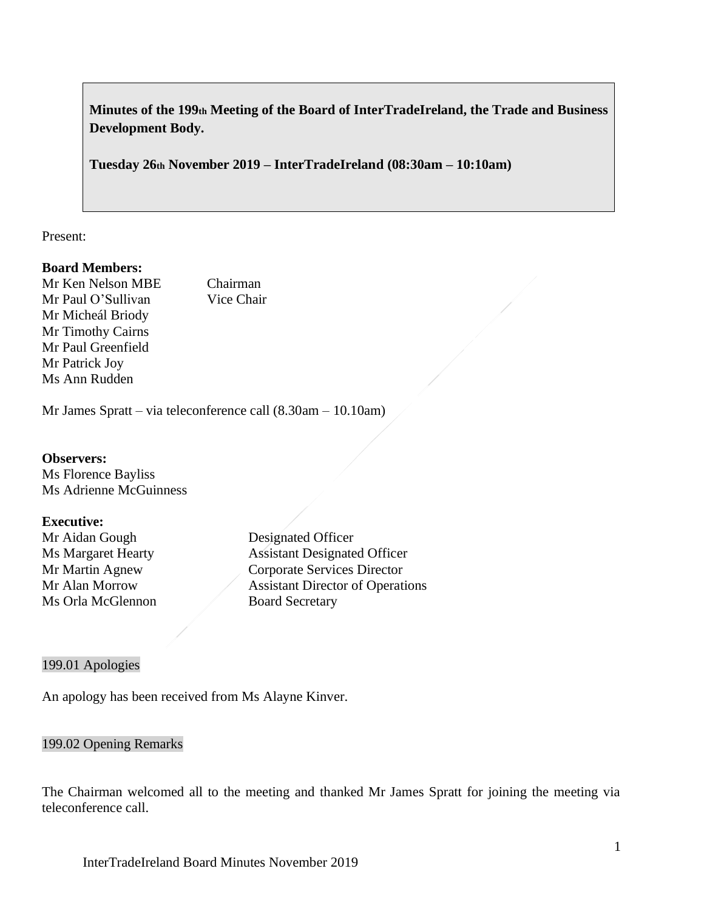**Minutes of the 199th Meeting of the Board of InterTradeIreland, the Trade and Business Development Body.**

**Tuesday 26th November 2019 – InterTradeIreland (08:30am – 10:10am)**

Present:

**Board Members:**

| | |
|---|---|
| Mr Ken Nelson MBE | Chairman |
| Mr Paul O'Sullivan | Vice Chair |
| Mr Micheál Briody | |
| Mr Timothy Cairns | |
| Mr Paul Greenfield | |
| Mr Patrick Joy | |
| Ms Ann Rudden | |

Mr James Spratt – via teleconference call (8.30am – 10.10am)

**Observers:**

Ms Florence Bayliss
Ms Adrienne McGuinness

**Executive:**

| | |
|---|---|
| Mr Aidan Gough | Designated Officer |
| Ms Margaret Hearty | Assistant Designated Officer |
| Mr Martin Agnew | Corporate Services Director |
| Mr Alan Morrow | Assistant Director of Operations |
| Ms Orla McGlennon | Board Secretary |

## 199.01 Apologies

An apology has been received from Ms Alayne Kinver.

## 199.02 Opening Remarks

The Chairman welcomed all to the meeting and thanked Mr James Spratt for joining the meeting via teleconference call.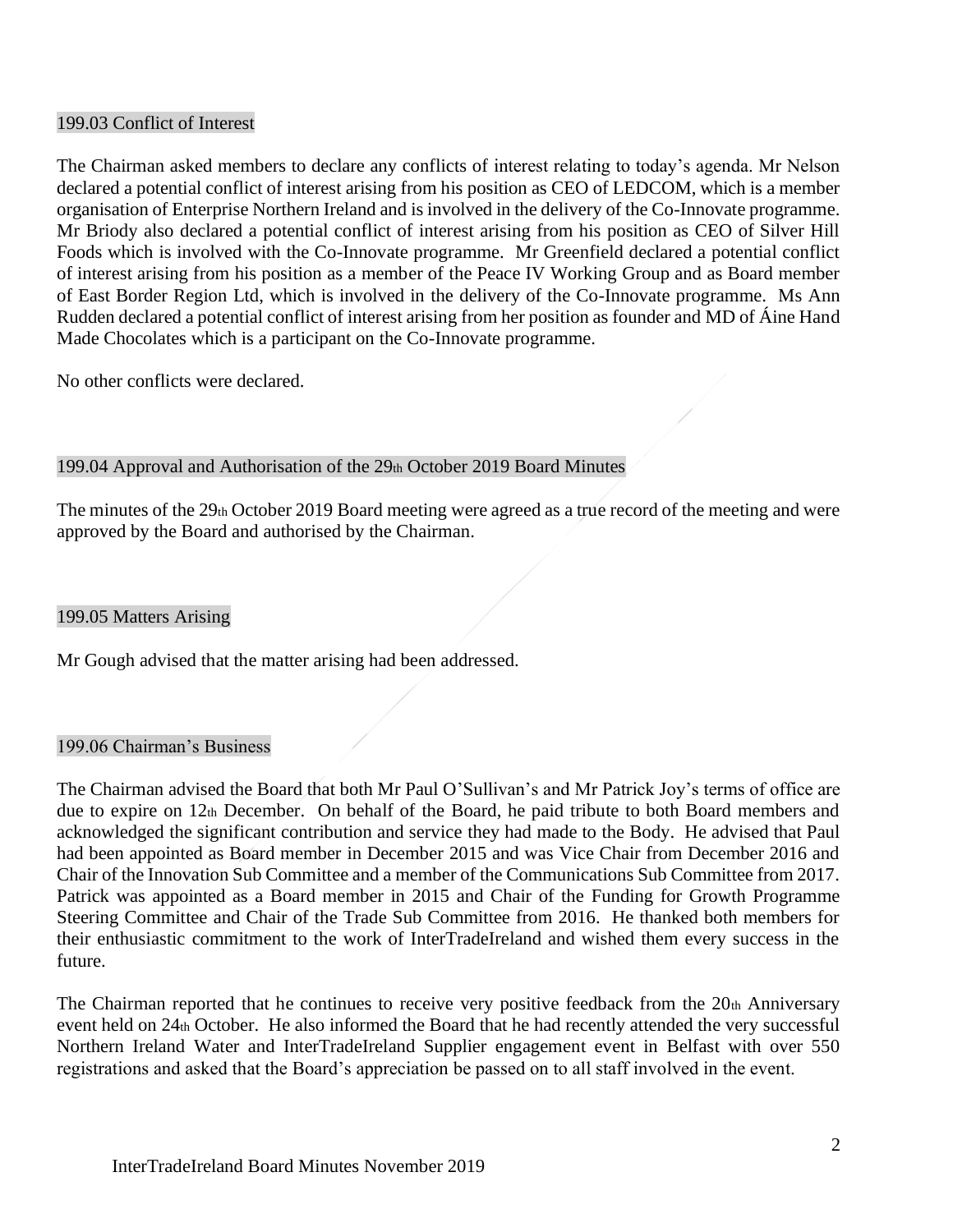## 199.03 Conflict of Interest

The Chairman asked members to declare any conflicts of interest relating to today's agenda. Mr Nelson declared a potential conflict of interest arising from his position as CEO of LEDCOM, which is a member organisation of Enterprise Northern Ireland and is involved in the delivery of the Co-Innovate programme. Mr Briody also declared a potential conflict of interest arising from his position as CEO of Silver Hill Foods which is involved with the Co-Innovate programme. Mr Greenfield declared a potential conflict of interest arising from his position as a member of the Peace IV Working Group and as Board member of East Border Region Ltd, which is involved in the delivery of the Co-Innovate programme. Ms Ann Rudden declared a potential conflict of interest arising from her position as founder and MD of Áine Hand Made Chocolates which is a participant on the Co-Innovate programme.

No other conflicts were declared.

## 199.04 Approval and Authorisation of the 29th October 2019 Board Minutes

The minutes of the 29th October 2019 Board meeting were agreed as a true record of the meeting and were approved by the Board and authorised by the Chairman.

## 199.05 Matters Arising

Mr Gough advised that the matter arising had been addressed.

## 199.06 Chairman's Business

The Chairman advised the Board that both Mr Paul O'Sullivan's and Mr Patrick Joy's terms of office are due to expire on 12th December. On behalf of the Board, he paid tribute to both Board members and acknowledged the significant contribution and service they had made to the Body. He advised that Paul had been appointed as Board member in December 2015 and was Vice Chair from December 2016 and Chair of the Innovation Sub Committee and a member of the Communications Sub Committee from 2017. Patrick was appointed as a Board member in 2015 and Chair of the Funding for Growth Programme Steering Committee and Chair of the Trade Sub Committee from 2016. He thanked both members for their enthusiastic commitment to the work of InterTradeIreland and wished them every success in the future.

The Chairman reported that he continues to receive very positive feedback from the 20th Anniversary event held on 24th October. He also informed the Board that he had recently attended the very successful Northern Ireland Water and InterTradeIreland Supplier engagement event in Belfast with over 550 registrations and asked that the Board's appreciation be passed on to all staff involved in the event.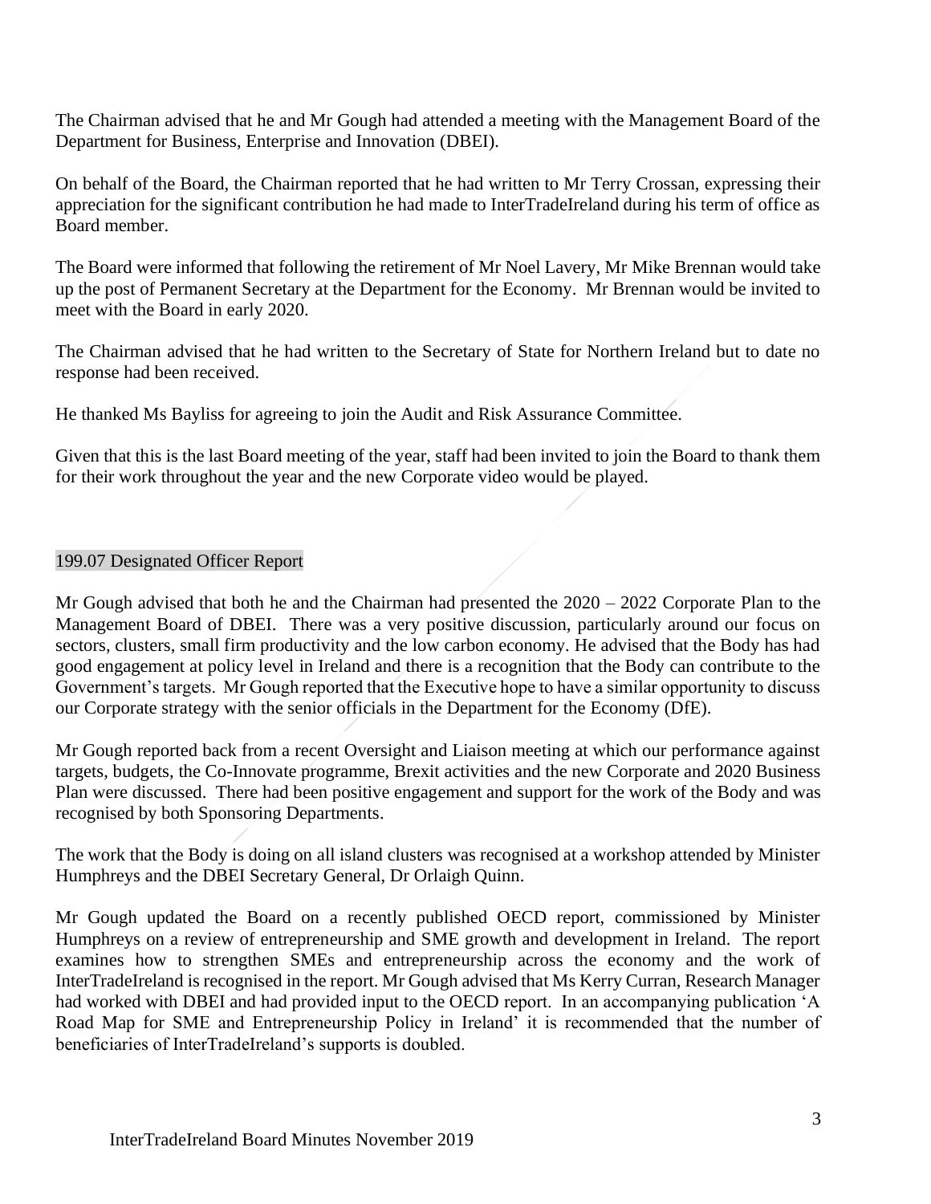The Chairman advised that he and Mr Gough had attended a meeting with the Management Board of the Department for Business, Enterprise and Innovation (DBEI).

On behalf of the Board, the Chairman reported that he had written to Mr Terry Crossan, expressing their appreciation for the significant contribution he had made to InterTradeIreland during his term of office as Board member.

The Board were informed that following the retirement of Mr Noel Lavery, Mr Mike Brennan would take up the post of Permanent Secretary at the Department for the Economy. Mr Brennan would be invited to meet with the Board in early 2020.

The Chairman advised that he had written to the Secretary of State for Northern Ireland but to date no response had been received.

He thanked Ms Bayliss for agreeing to join the Audit and Risk Assurance Committee.

Given that this is the last Board meeting of the year, staff had been invited to join the Board to thank them for their work throughout the year and the new Corporate video would be played.

## 199.07 Designated Officer Report

Mr Gough advised that both he and the Chairman had presented the 2020 – 2022 Corporate Plan to the Management Board of DBEI. There was a very positive discussion, particularly around our focus on sectors, clusters, small firm productivity and the low carbon economy. He advised that the Body has had good engagement at policy level in Ireland and there is a recognition that the Body can contribute to the Government's targets. Mr Gough reported that the Executive hope to have a similar opportunity to discuss our Corporate strategy with the senior officials in the Department for the Economy (DfE).

Mr Gough reported back from a recent Oversight and Liaison meeting at which our performance against targets, budgets, the Co-Innovate programme, Brexit activities and the new Corporate and 2020 Business Plan were discussed. There had been positive engagement and support for the work of the Body and was recognised by both Sponsoring Departments.

The work that the Body is doing on all island clusters was recognised at a workshop attended by Minister Humphreys and the DBEI Secretary General, Dr Orlaigh Quinn.

Mr Gough updated the Board on a recently published OECD report, commissioned by Minister Humphreys on a review of entrepreneurship and SME growth and development in Ireland. The report examines how to strengthen SMEs and entrepreneurship across the economy and the work of InterTradeIreland is recognised in the report. Mr Gough advised that Ms Kerry Curran, Research Manager had worked with DBEI and had provided input to the OECD report. In an accompanying publication 'A Road Map for SME and Entrepreneurship Policy in Ireland' it is recommended that the number of beneficiaries of InterTradeIreland's supports is doubled.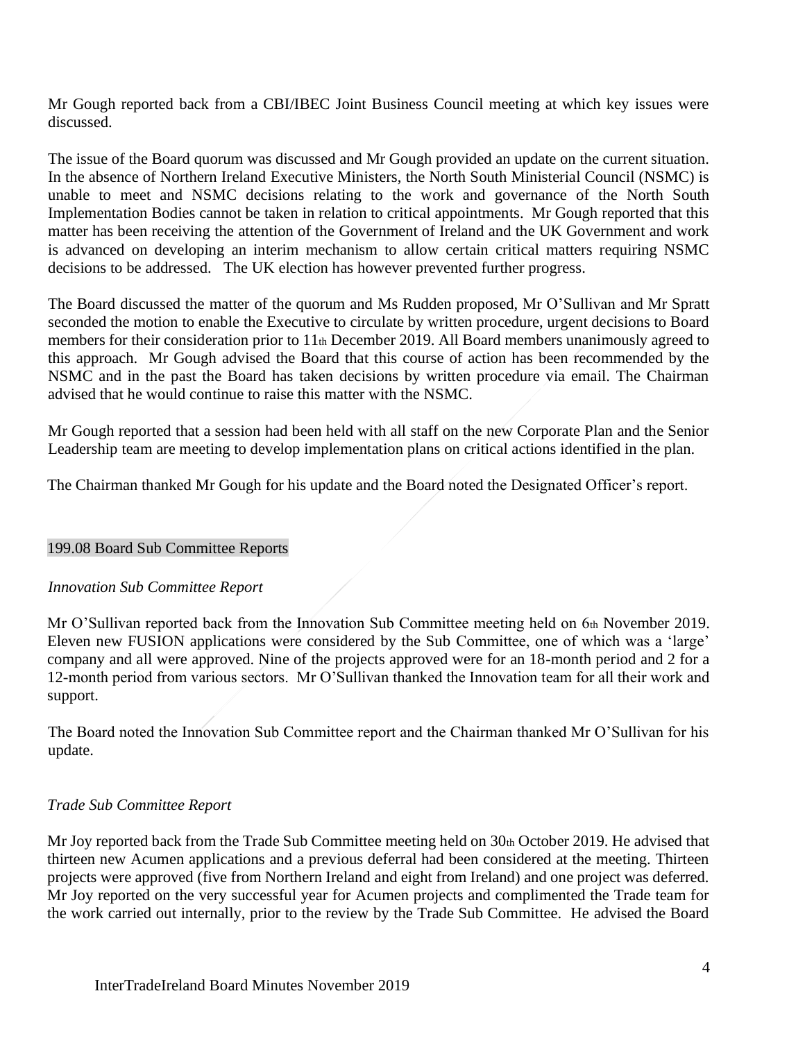Mr Gough reported back from a CBI/IBEC Joint Business Council meeting at which key issues were discussed.

The issue of the Board quorum was discussed and Mr Gough provided an update on the current situation. In the absence of Northern Ireland Executive Ministers, the North South Ministerial Council (NSMC) is unable to meet and NSMC decisions relating to the work and governance of the North South Implementation Bodies cannot be taken in relation to critical appointments. Mr Gough reported that this matter has been receiving the attention of the Government of Ireland and the UK Government and work is advanced on developing an interim mechanism to allow certain critical matters requiring NSMC decisions to be addressed. The UK election has however prevented further progress.

The Board discussed the matter of the quorum and Ms Rudden proposed, Mr O'Sullivan and Mr Spratt seconded the motion to enable the Executive to circulate by written procedure, urgent decisions to Board members for their consideration prior to 11th December 2019. All Board members unanimously agreed to this approach. Mr Gough advised the Board that this course of action has been recommended by the NSMC and in the past the Board has taken decisions by written procedure via email. The Chairman advised that he would continue to raise this matter with the NSMC.

Mr Gough reported that a session had been held with all staff on the new Corporate Plan and the Senior Leadership team are meeting to develop implementation plans on critical actions identified in the plan.

The Chairman thanked Mr Gough for his update and the Board noted the Designated Officer's report.

## 199.08 Board Sub Committee Reports

*Innovation Sub Committee Report*

Mr O'Sullivan reported back from the Innovation Sub Committee meeting held on 6th November 2019. Eleven new FUSION applications were considered by the Sub Committee, one of which was a 'large' company and all were approved. Nine of the projects approved were for an 18-month period and 2 for a 12-month period from various sectors. Mr O'Sullivan thanked the Innovation team for all their work and support.

The Board noted the Innovation Sub Committee report and the Chairman thanked Mr O'Sullivan for his update.

*Trade Sub Committee Report*

Mr Joy reported back from the Trade Sub Committee meeting held on 30th October 2019. He advised that thirteen new Acumen applications and a previous deferral had been considered at the meeting. Thirteen projects were approved (five from Northern Ireland and eight from Ireland) and one project was deferred. Mr Joy reported on the very successful year for Acumen projects and complimented the Trade team for the work carried out internally, prior to the review by the Trade Sub Committee. He advised the Board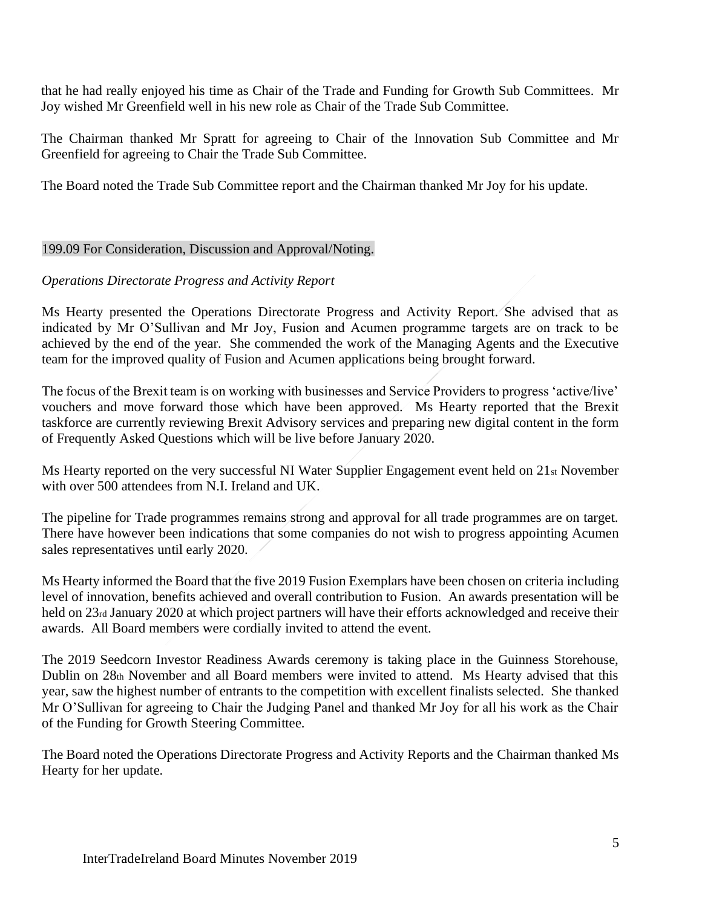that he had really enjoyed his time as Chair of the Trade and Funding for Growth Sub Committees. Mr Joy wished Mr Greenfield well in his new role as Chair of the Trade Sub Committee.

The Chairman thanked Mr Spratt for agreeing to Chair of the Innovation Sub Committee and Mr Greenfield for agreeing to Chair the Trade Sub Committee.

The Board noted the Trade Sub Committee report and the Chairman thanked Mr Joy for his update.

## 199.09 For Consideration, Discussion and Approval/Noting.

*Operations Directorate Progress and Activity Report*

Ms Hearty presented the Operations Directorate Progress and Activity Report. She advised that as indicated by Mr O'Sullivan and Mr Joy, Fusion and Acumen programme targets are on track to be achieved by the end of the year. She commended the work of the Managing Agents and the Executive team for the improved quality of Fusion and Acumen applications being brought forward.

The focus of the Brexit team is on working with businesses and Service Providers to progress 'active/live' vouchers and move forward those which have been approved. Ms Hearty reported that the Brexit taskforce are currently reviewing Brexit Advisory services and preparing new digital content in the form of Frequently Asked Questions which will be live before January 2020.

Ms Hearty reported on the very successful NI Water Supplier Engagement event held on 21st November with over 500 attendees from N.I. Ireland and UK.

The pipeline for Trade programmes remains strong and approval for all trade programmes are on target. There have however been indications that some companies do not wish to progress appointing Acumen sales representatives until early 2020.

Ms Hearty informed the Board that the five 2019 Fusion Exemplars have been chosen on criteria including level of innovation, benefits achieved and overall contribution to Fusion. An awards presentation will be held on 23rd January 2020 at which project partners will have their efforts acknowledged and receive their awards. All Board members were cordially invited to attend the event.

The 2019 Seedcorn Investor Readiness Awards ceremony is taking place in the Guinness Storehouse, Dublin on 28th November and all Board members were invited to attend. Ms Hearty advised that this year, saw the highest number of entrants to the competition with excellent finalists selected. She thanked Mr O'Sullivan for agreeing to Chair the Judging Panel and thanked Mr Joy for all his work as the Chair of the Funding for Growth Steering Committee.

The Board noted the Operations Directorate Progress and Activity Reports and the Chairman thanked Ms Hearty for her update.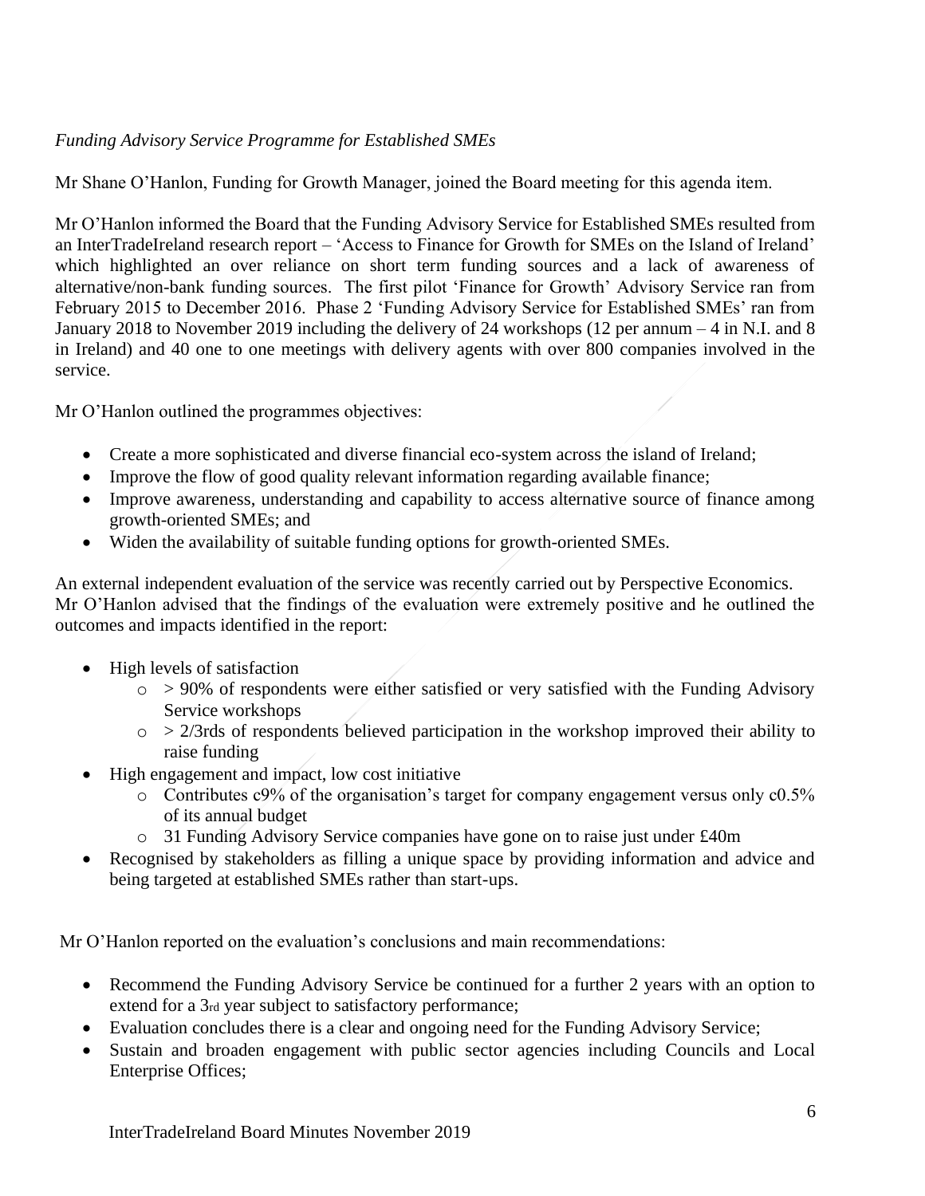*Funding Advisory Service Programme for Established SMEs*

Mr Shane O'Hanlon, Funding for Growth Manager, joined the Board meeting for this agenda item.

Mr O'Hanlon informed the Board that the Funding Advisory Service for Established SMEs resulted from an InterTradeIreland research report – 'Access to Finance for Growth for SMEs on the Island of Ireland' which highlighted an over reliance on short term funding sources and a lack of awareness of alternative/non-bank funding sources. The first pilot 'Finance for Growth' Advisory Service ran from February 2015 to December 2016. Phase 2 'Funding Advisory Service for Established SMEs' ran from January 2018 to November 2019 including the delivery of 24 workshops (12 per annum – 4 in N.I. and 8 in Ireland) and 40 one to one meetings with delivery agents with over 800 companies involved in the service.

Mr O'Hanlon outlined the programmes objectives:

- Create a more sophisticated and diverse financial eco-system across the island of Ireland;
- Improve the flow of good quality relevant information regarding available finance;
- Improve awareness, understanding and capability to access alternative source of finance among growth-oriented SMEs; and
- Widen the availability of suitable funding options for growth-oriented SMEs.

An external independent evaluation of the service was recently carried out by Perspective Economics. Mr O'Hanlon advised that the findings of the evaluation were extremely positive and he outlined the outcomes and impacts identified in the report:

- High levels of satisfaction
  - > 90% of respondents were either satisfied or very satisfied with the Funding Advisory Service workshops
  - > 2/3rds of respondents believed participation in the workshop improved their ability to raise funding
- High engagement and impact, low cost initiative
  - Contributes c9% of the organisation's target for company engagement versus only c0.5% of its annual budget
  - 31 Funding Advisory Service companies have gone on to raise just under £40m
- Recognised by stakeholders as filling a unique space by providing information and advice and being targeted at established SMEs rather than start-ups.

Mr O'Hanlon reported on the evaluation's conclusions and main recommendations:

- Recommend the Funding Advisory Service be continued for a further 2 years with an option to extend for a 3rd year subject to satisfactory performance;
- Evaluation concludes there is a clear and ongoing need for the Funding Advisory Service;
- Sustain and broaden engagement with public sector agencies including Councils and Local Enterprise Offices;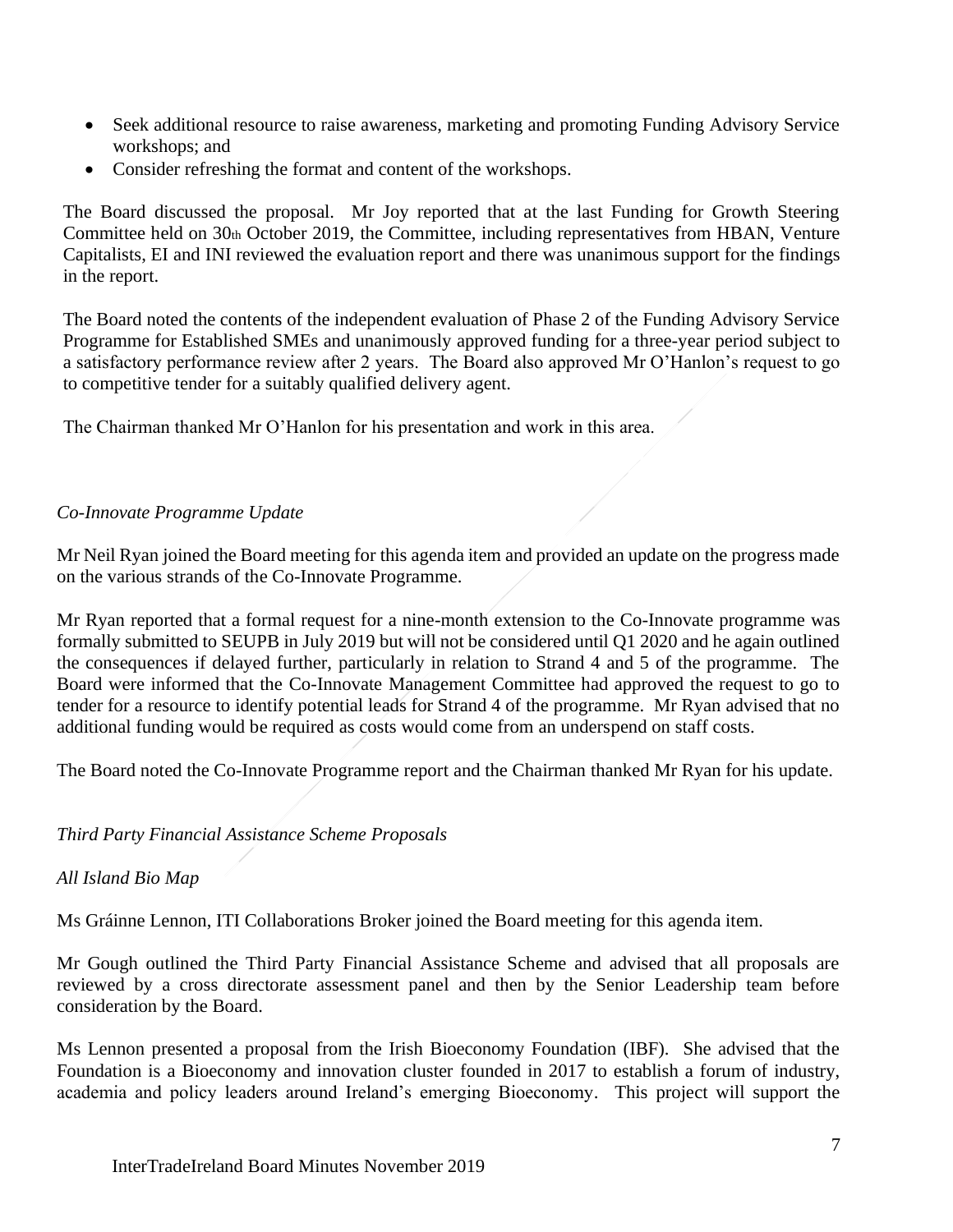- Seek additional resource to raise awareness, marketing and promoting Funding Advisory Service workshops; and
- Consider refreshing the format and content of the workshops.

The Board discussed the proposal. Mr Joy reported that at the last Funding for Growth Steering Committee held on 30th October 2019, the Committee, including representatives from HBAN, Venture Capitalists, EI and INI reviewed the evaluation report and there was unanimous support for the findings in the report.

The Board noted the contents of the independent evaluation of Phase 2 of the Funding Advisory Service Programme for Established SMEs and unanimously approved funding for a three-year period subject to a satisfactory performance review after 2 years. The Board also approved Mr O'Hanlon's request to go to competitive tender for a suitably qualified delivery agent.

The Chairman thanked Mr O'Hanlon for his presentation and work in this area.

*Co-Innovate Programme Update*

Mr Neil Ryan joined the Board meeting for this agenda item and provided an update on the progress made on the various strands of the Co-Innovate Programme.

Mr Ryan reported that a formal request for a nine-month extension to the Co-Innovate programme was formally submitted to SEUPB in July 2019 but will not be considered until Q1 2020 and he again outlined the consequences if delayed further, particularly in relation to Strand 4 and 5 of the programme. The Board were informed that the Co-Innovate Management Committee had approved the request to go to tender for a resource to identify potential leads for Strand 4 of the programme. Mr Ryan advised that no additional funding would be required as costs would come from an underspend on staff costs.

The Board noted the Co-Innovate Programme report and the Chairman thanked Mr Ryan for his update.

*Third Party Financial Assistance Scheme Proposals*

*All Island Bio Map*

Ms Gráinne Lennon, ITI Collaborations Broker joined the Board meeting for this agenda item.

Mr Gough outlined the Third Party Financial Assistance Scheme and advised that all proposals are reviewed by a cross directorate assessment panel and then by the Senior Leadership team before consideration by the Board.

Ms Lennon presented a proposal from the Irish Bioeconomy Foundation (IBF). She advised that the Foundation is a Bioeconomy and innovation cluster founded in 2017 to establish a forum of industry, academia and policy leaders around Ireland's emerging Bioeconomy. This project will support the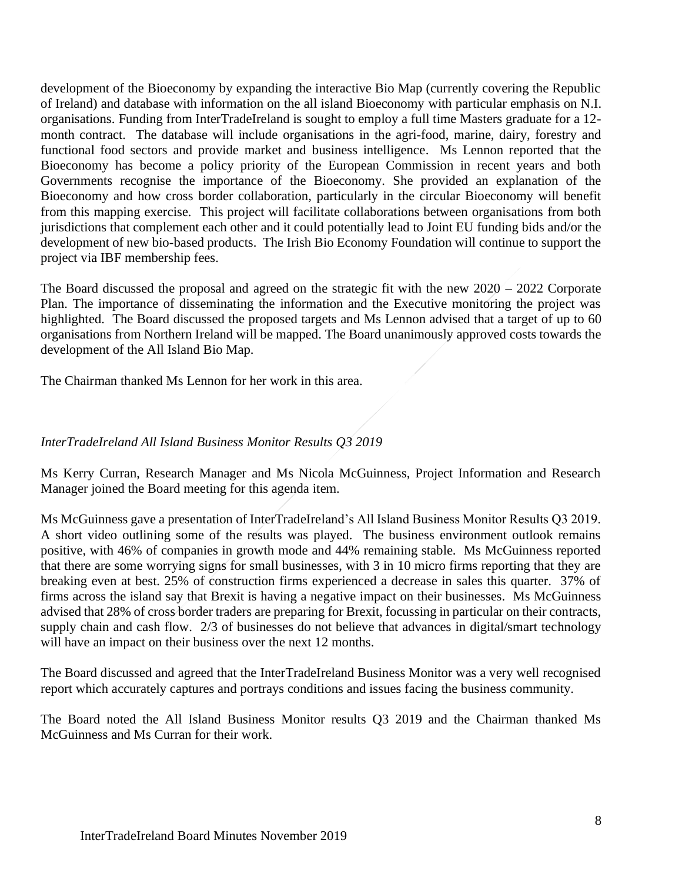development of the Bioeconomy by expanding the interactive Bio Map (currently covering the Republic of Ireland) and database with information on the all island Bioeconomy with particular emphasis on N.I. organisations. Funding from InterTradeIreland is sought to employ a full time Masters graduate for a 12-month contract. The database will include organisations in the agri-food, marine, dairy, forestry and functional food sectors and provide market and business intelligence. Ms Lennon reported that the Bioeconomy has become a policy priority of the European Commission in recent years and both Governments recognise the importance of the Bioeconomy. She provided an explanation of the Bioeconomy and how cross border collaboration, particularly in the circular Bioeconomy will benefit from this mapping exercise. This project will facilitate collaborations between organisations from both jurisdictions that complement each other and it could potentially lead to Joint EU funding bids and/or the development of new bio-based products. The Irish Bio Economy Foundation will continue to support the project via IBF membership fees.

The Board discussed the proposal and agreed on the strategic fit with the new 2020 – 2022 Corporate Plan. The importance of disseminating the information and the Executive monitoring the project was highlighted. The Board discussed the proposed targets and Ms Lennon advised that a target of up to 60 organisations from Northern Ireland will be mapped. The Board unanimously approved costs towards the development of the All Island Bio Map.

The Chairman thanked Ms Lennon for her work in this area.

*InterTradeIreland All Island Business Monitor Results Q3 2019*

Ms Kerry Curran, Research Manager and Ms Nicola McGuinness, Project Information and Research Manager joined the Board meeting for this agenda item.

Ms McGuinness gave a presentation of InterTradeIreland's All Island Business Monitor Results Q3 2019. A short video outlining some of the results was played. The business environment outlook remains positive, with 46% of companies in growth mode and 44% remaining stable. Ms McGuinness reported that there are some worrying signs for small businesses, with 3 in 10 micro firms reporting that they are breaking even at best. 25% of construction firms experienced a decrease in sales this quarter. 37% of firms across the island say that Brexit is having a negative impact on their businesses. Ms McGuinness advised that 28% of cross border traders are preparing for Brexit, focussing in particular on their contracts, supply chain and cash flow. 2/3 of businesses do not believe that advances in digital/smart technology will have an impact on their business over the next 12 months.

The Board discussed and agreed that the InterTradeIreland Business Monitor was a very well recognised report which accurately captures and portrays conditions and issues facing the business community.

The Board noted the All Island Business Monitor results Q3 2019 and the Chairman thanked Ms McGuinness and Ms Curran for their work.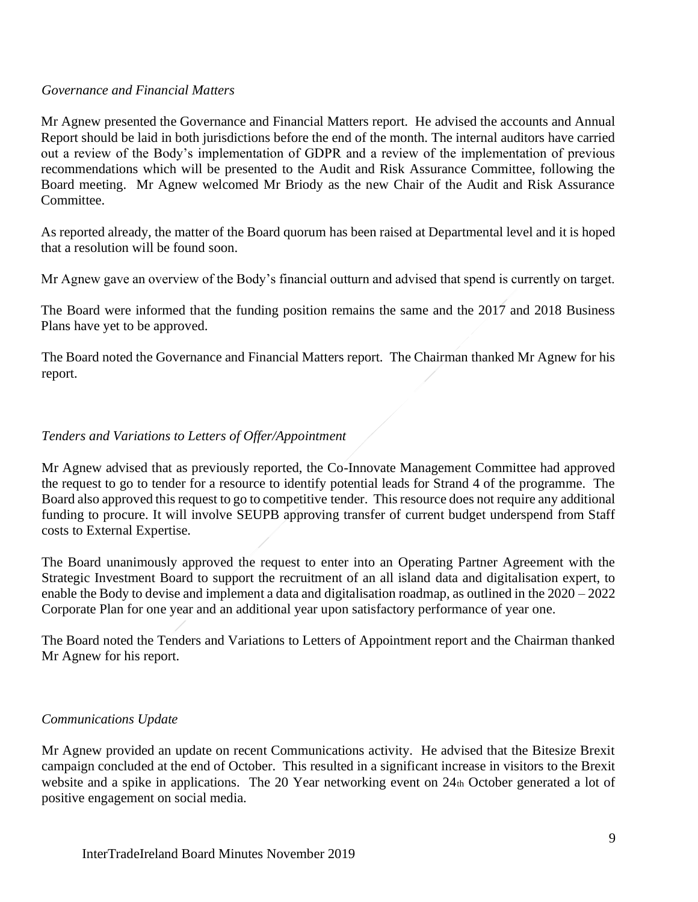*Governance and Financial Matters*

Mr Agnew presented the Governance and Financial Matters report. He advised the accounts and Annual Report should be laid in both jurisdictions before the end of the month. The internal auditors have carried out a review of the Body's implementation of GDPR and a review of the implementation of previous recommendations which will be presented to the Audit and Risk Assurance Committee, following the Board meeting. Mr Agnew welcomed Mr Briody as the new Chair of the Audit and Risk Assurance Committee.

As reported already, the matter of the Board quorum has been raised at Departmental level and it is hoped that a resolution will be found soon.

Mr Agnew gave an overview of the Body's financial outturn and advised that spend is currently on target.

The Board were informed that the funding position remains the same and the 2017 and 2018 Business Plans have yet to be approved.

The Board noted the Governance and Financial Matters report. The Chairman thanked Mr Agnew for his report.

*Tenders and Variations to Letters of Offer/Appointment*

Mr Agnew advised that as previously reported, the Co-Innovate Management Committee had approved the request to go to tender for a resource to identify potential leads for Strand 4 of the programme. The Board also approved this request to go to competitive tender. This resource does not require any additional funding to procure. It will involve SEUPB approving transfer of current budget underspend from Staff costs to External Expertise.

The Board unanimously approved the request to enter into an Operating Partner Agreement with the Strategic Investment Board to support the recruitment of an all island data and digitalisation expert, to enable the Body to devise and implement a data and digitalisation roadmap, as outlined in the 2020 – 2022 Corporate Plan for one year and an additional year upon satisfactory performance of year one.

The Board noted the Tenders and Variations to Letters of Appointment report and the Chairman thanked Mr Agnew for his report.

*Communications Update*

Mr Agnew provided an update on recent Communications activity. He advised that the Bitesize Brexit campaign concluded at the end of October. This resulted in a significant increase in visitors to the Brexit website and a spike in applications. The 20 Year networking event on 24th October generated a lot of positive engagement on social media.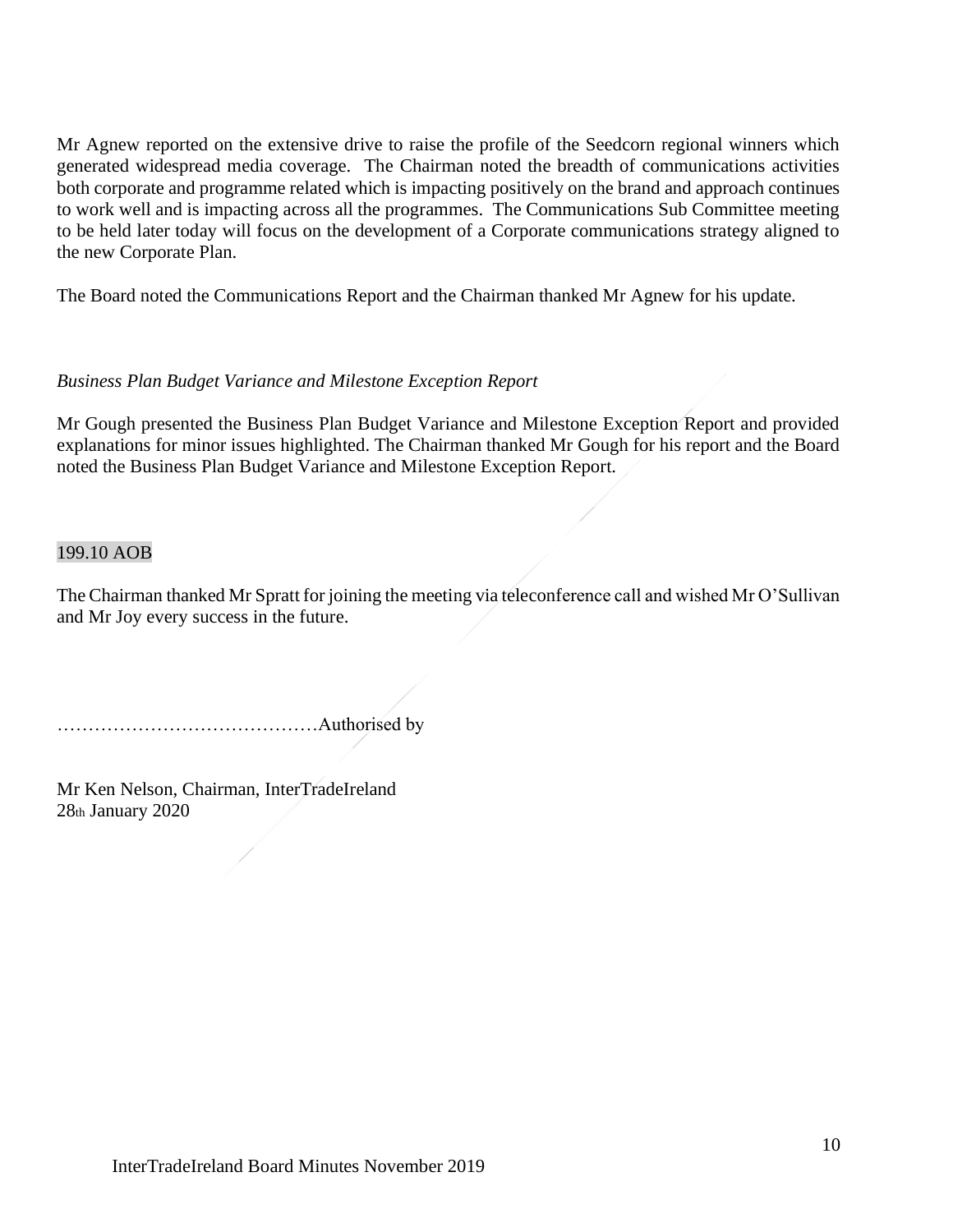Mr Agnew reported on the extensive drive to raise the profile of the Seedcorn regional winners which generated widespread media coverage. The Chairman noted the breadth of communications activities both corporate and programme related which is impacting positively on the brand and approach continues to work well and is impacting across all the programmes. The Communications Sub Committee meeting to be held later today will focus on the development of a Corporate communications strategy aligned to the new Corporate Plan.

The Board noted the Communications Report and the Chairman thanked Mr Agnew for his update.

*Business Plan Budget Variance and Milestone Exception Report*

Mr Gough presented the Business Plan Budget Variance and Milestone Exception Report and provided explanations for minor issues highlighted. The Chairman thanked Mr Gough for his report and the Board noted the Business Plan Budget Variance and Milestone Exception Report.

199.10 AOB

The Chairman thanked Mr Spratt for joining the meeting via teleconference call and wished Mr O'Sullivan and Mr Joy every success in the future.

……………………………………Authorised by

Mr Ken Nelson, Chairman, InterTradeIreland
28th January 2020